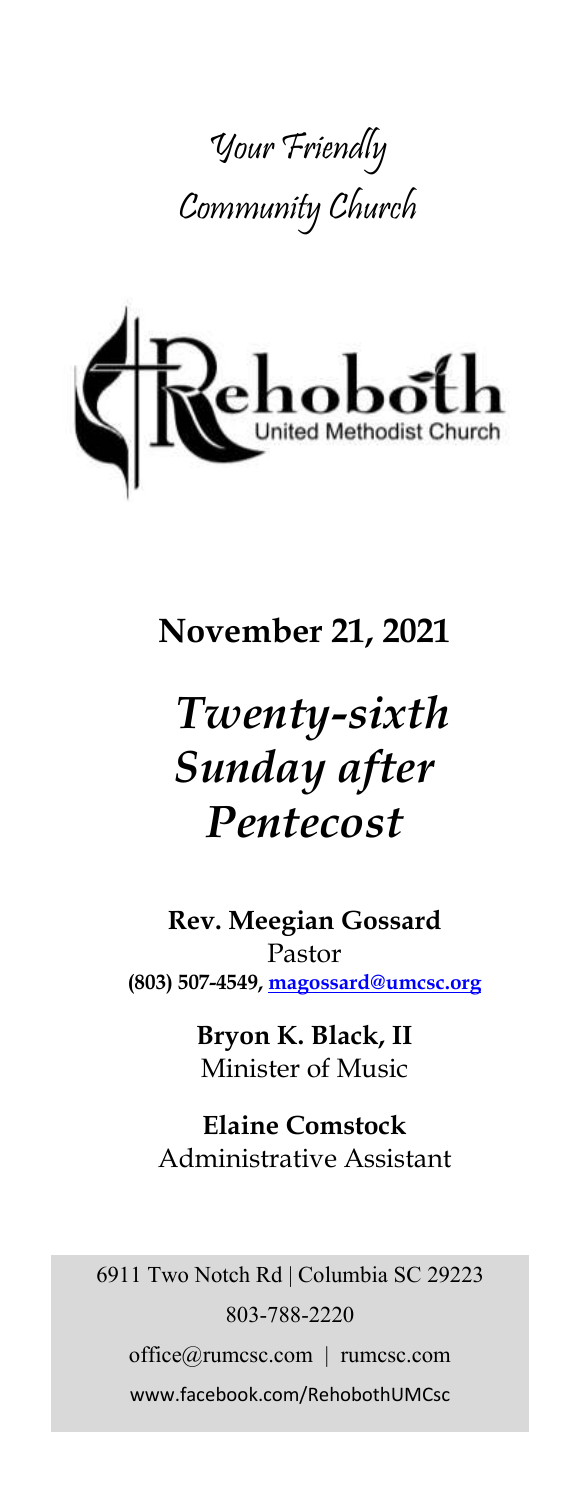Your Friendly Community Church

Rehoboth United Methodist Church

**November 21, 2021**

# *Twenty-sixth Sunday after Pentecost*

**Rev. Meegian Gossard**
Pastor
**(803) 507-4549, magossard@umcsc.org**

**Bryon K. Black, II**
Minister of Music

**Elaine Comstock**
Administrative Assistant

6911 Two Notch Rd | Columbia SC 29223
803-788-2220
office@rumcsc.com | rumcsc.com
www.facebook.com/RehobothUMCsc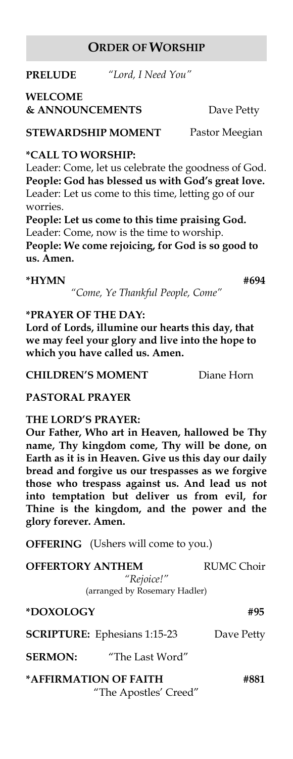## ORDER OF WORSHIP

**PRELUDE** *"Lord, I Need You"*

**WELCOME & ANNOUNCEMENTS** Dave Petty

**STEWARDSHIP MOMENT** Pastor Meegian

**\*CALL TO WORSHIP:**

Leader: Come, let us celebrate the goodness of God.
**People: God has blessed us with God's great love.**
Leader: Let us come to this time, letting go of our worries.
**People: Let us come to this time praising God.**
Leader: Come, now is the time to worship.
**People: We come rejoicing, for God is so good to us. Amen.**

**\*HYMN** **#694**
*"Come, Ye Thankful People, Come"*

**\*PRAYER OF THE DAY:**
**Lord of Lords, illumine our hearts this day, that we may feel your glory and live into the hope to which you have called us. Amen.**

**CHILDREN'S MOMENT** Diane Horn

**PASTORAL PRAYER**

**THE LORD'S PRAYER:**
**Our Father, Who art in Heaven, hallowed be Thy name, Thy kingdom come, Thy will be done, on Earth as it is in Heaven. Give us this day our daily bread and forgive us our trespasses as we forgive those who trespass against us. And lead us not into temptation but deliver us from evil, for Thine is the kingdom, and the power and the glory forever. Amen.**

**OFFERING** (Ushers will come to you.)

**OFFERTORY ANTHEM** RUMC Choir
*"Rejoice!"*
(arranged by Rosemary Hadler)

**\*DOXOLOGY** **#95**

**SCRIPTURE:** Ephesians 1:15-23 Dave Petty

**SERMON:** "The Last Word"

**\*AFFIRMATION OF FAITH** **#881**
"The Apostles' Creed"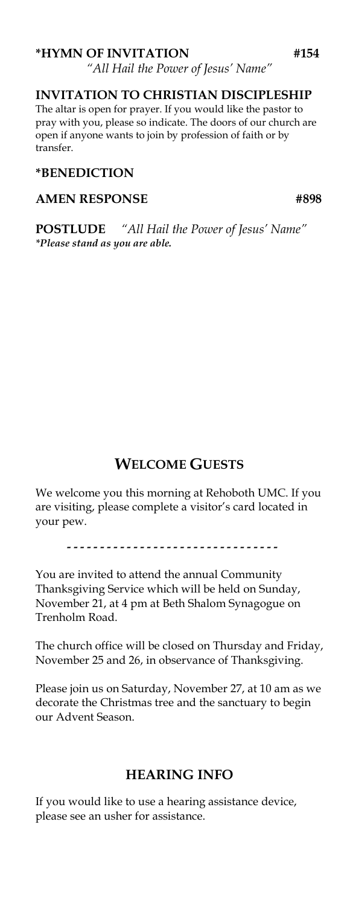**\*HYMN OF INVITATION** **#154**
*"All Hail the Power of Jesus' Name"*

**INVITATION TO CHRISTIAN DISCIPLESHIP**

The altar is open for prayer. If you would like the pastor to pray with you, please so indicate. The doors of our church are open if anyone wants to join by profession of faith or by transfer.

**\*BENEDICTION**

**AMEN RESPONSE** **#898**

**POSTLUDE** *"All Hail the Power of Jesus' Name"*
***\*Please stand as you are able.***

## WELCOME GUESTS

We welcome you this morning at Rehoboth UMC. If you are visiting, please complete a visitor's card located in your pew.

--------------------------------

You are invited to attend the annual Community Thanksgiving Service which will be held on Sunday, November 21, at 4 pm at Beth Shalom Synagogue on Trenholm Road.

The church office will be closed on Thursday and Friday, November 25 and 26, in observance of Thanksgiving.

Please join us on Saturday, November 27, at 10 am as we decorate the Christmas tree and the sanctuary to begin our Advent Season.

## HEARING INFO

If you would like to use a hearing assistance device, please see an usher for assistance.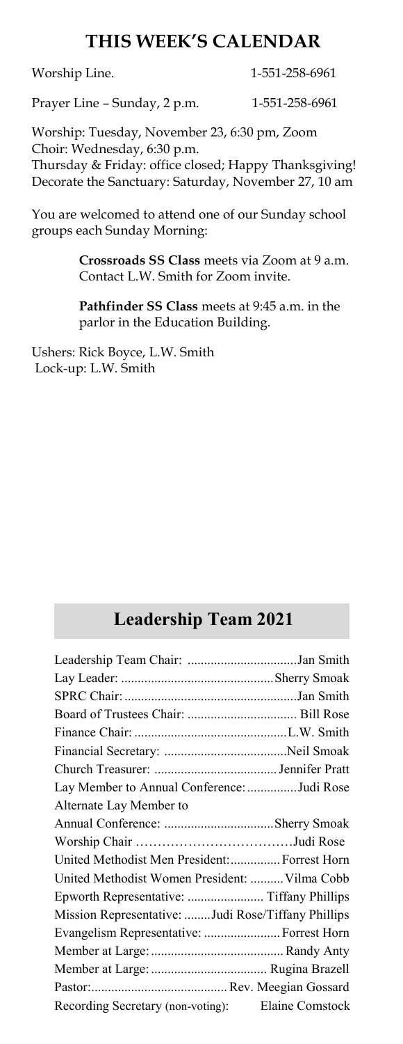## THIS WEEK'S CALENDAR

Worship Line. 1-551-258-6961

Prayer Line – Sunday, 2 p.m. 1-551-258-6961

Worship: Tuesday, November 23, 6:30 pm, Zoom
Choir: Wednesday, 6:30 p.m.
Thursday & Friday: office closed; Happy Thanksgiving!
Decorate the Sanctuary: Saturday, November 27, 10 am

You are welcomed to attend one of our Sunday school groups each Sunday Morning:

> **Crossroads SS Class** meets via Zoom at 9 a.m. Contact L.W. Smith for Zoom invite.
>
> **Pathfinder SS Class** meets at 9:45 a.m. in the parlor in the Education Building.

Ushers: Rick Boyce, L.W. Smith
Lock-up: L.W. Smith

## Leadership Team 2021

| | |
|---|---|
| Leadership Team Chair: | Jan Smith |
| Lay Leader: | Sherry Smoak |
| SPRC Chair: | Jan Smith |
| Board of Trustees Chair: | Bill Rose |
| Finance Chair: | L.W. Smith |
| Financial Secretary: | Neil Smoak |
| Church Treasurer: | Jennifer Pratt |
| Lay Member to Annual Conference: | Judi Rose |
| Alternate Lay Member to Annual Conference: | Sherry Smoak |
| Worship Chair | Judi Rose |
| United Methodist Men President: | Forrest Horn |
| United Methodist Women President: | Vilma Cobb |
| Epworth Representative: | Tiffany Phillips |
| Mission Representative: | Judi Rose/Tiffany Phillips |
| Evangelism Representative: | Forrest Horn |
| Member at Large: | Randy Anty |
| Member at Large: | Rugina Brazell |
| Pastor: | Rev. Meegian Gossard |
| Recording Secretary (non-voting): | Elaine Comstock |